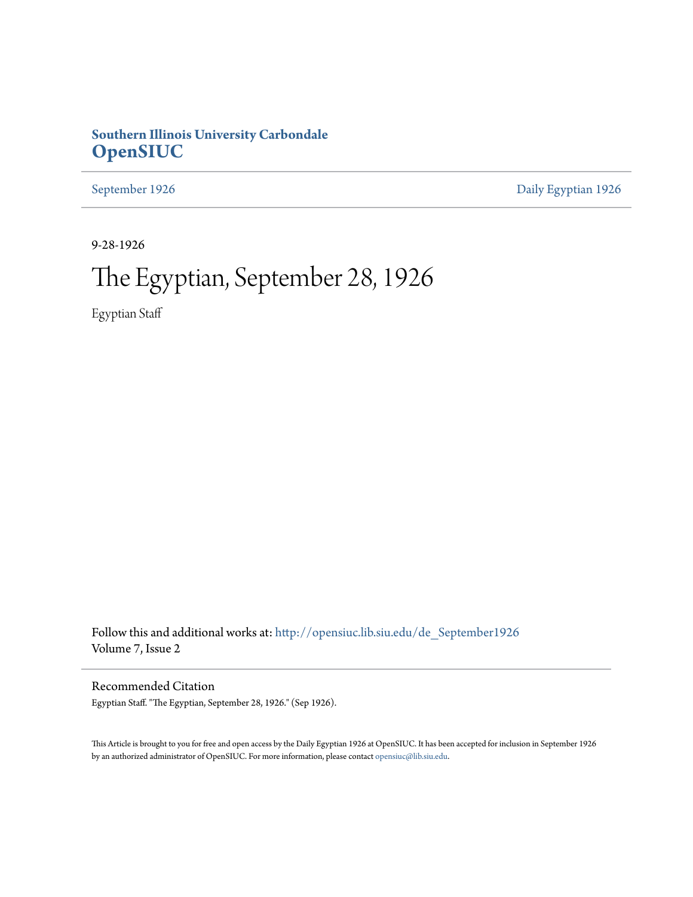**Southern Illinois University Carbondale**
**OpenSIUC**

September 1926 | Daily Egyptian 1926

9-28-1926

# The Egyptian, September 28, 1926

Egyptian Staff

Follow this and additional works at: http://opensiuc.lib.siu.edu/de_September1926
Volume 7, Issue 2

## Recommended Citation

Egyptian Staff. "The Egyptian, September 28, 1926." (Sep 1926).

This Article is brought to you for free and open access by the Daily Egyptian 1926 at OpenSIUC. It has been accepted for inclusion in September 1926 by an authorized administrator of OpenSIUC. For more information, please contact opensiuc@lib.siu.edu.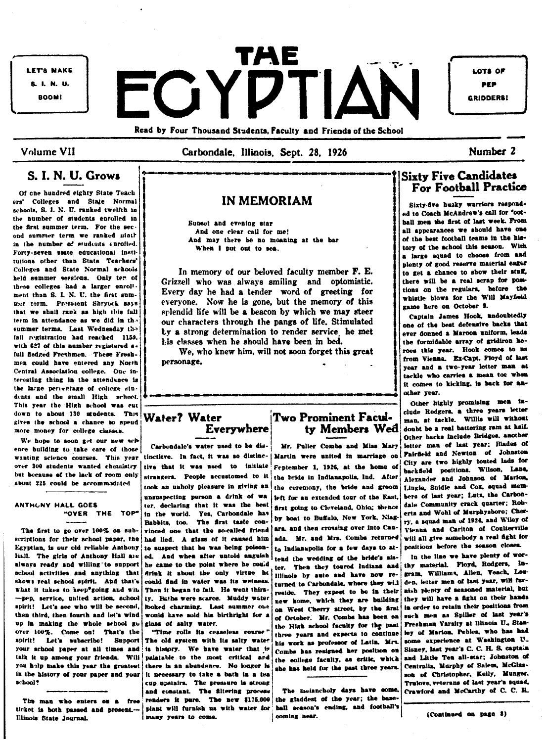LET'S MAKE S. I. N. U. BOOM!

# THE EGYPTIAN

LOTS OF PEP GRIDDERS!

Read by Four Thousand Students, Faculty and Friends of the School

Volume VII — Carbondale, Illinois, Sept. 28, 1926 — Number 2

## S. I. N. U. Grows

Of one hundred eighty State Teachers' Colleges and State Normal schools, S. I. N. U. ranked twelfth in the number of students enrolled in the first summer term. For the second summer term we ranked ninth in the number of students enrolled. Forty-seven state educational institutions other than State Teachers' Colleges and State Normal schools held summer sessions. Only ten of these colleges had a larger enrollment than S. I. N. U. the first summer term. President Shryock says that we shall rank as high this fall term in attendance as we did in the summer terms. Last Wednesday the fall registration had reached 1159, with 627 of this number registered as full fledged Freshmen. These Freshmen could have entered any North Central Association college. One interesting thing in the attendance is the large percentage of college students and the small High school. This year the High school was cut down to about 130 students. This gives the school a chance to spend more money for college classes.

We hope to soon get our new science building to take care of those wanting science courses. This year over 300 students wanted chemistry but because of the lack of room only about 225 could be accommodated.

### ANTHONY HALL GOES "OVER THE TOP"

The first to go over 100% on subscriptions for their school paper, the Egyptian, is our old reliable Anthony Hall. The girls of Anthony Hall are always ready and willing to support school activities and anything that shows real school spirit. And that's what it takes to keep going and win—pep, service, united action, school spirit! Let's see who will be second, then third, then fourth and let's wind up in making the whole school go over 100%. Come on! That's the spirit! Let's subscribe! Support your school paper at all times and talk it up among your friends. Will you help make this year the greatest in the history of your paper and your school?

The man who enters on a free ticket is both passed and present.—Illinois State Journal.

## IN MEMORIAM

Sunset and evening star
And one clear call for me!
And may there be no moaning at the bar
When I put out to sea.

In memory of our beloved faculty member F. E. Grizzell who was always smiling and optomistic. Every day he had a tender word of greeting for everyone. Now he is gone, but the memory of this splendid life will be a beacon by which we may steer our characters through the pangs of life. Stimulated by a strong determination to render service he met his classes when he should have been in bed.

We, who knew him, will not soon forget this great personage.

## Water? Water Everywhere

Carbondale's water used to be distinctive. In fact, it was so distinctive that it was used to initiate strangers. People accustomed to it took an unholy pleasure in giving an unsuspecting person a drink of water, declaring that it was the best in the world. Yes, Carbondale has Babbits, too. The first taste convinced one that the so-called friend had lied. A glass of it caused him to suspect that he was being poisoned. And when after untold anguish he came to the point where he could drink it about the only virtue he could find in water was its wetness. Then it began to fail. He went thirsty. Baths were scarce. Muddy water looked charming. Last summer one would have sold his birthright for a glass of salty water.

"Time rolls its ceaseless course." The old system with its salty water is history. We have water that is palatable to the most critical and there is an abundance. No longer is it necessary to take a bath in a tea cup upstairs. The pressure is strong and constant. The filtering process renders it pure. The new $175,000 plant will furnish us with water for many years to come.

## Two Prominent Faculty Members Wed

Mr. Fuller Combs and Miss Mary Martin were united in marriage on September 1, 1926, at the home of the bride in Indianapolis, Ind. After the ceremony, the bride and groom left for an extended tour of the East, first going to Cleveland, Ohio; thence by boat to Buffalo, New York, Niagara, and then crossing over into Canada. Mr. and Mrs. Combs returned to Indianapolis for a few days to attend the wedding of the bride's sister. Then they toured Indiana and Illinois by auto and have now returned to Carbondale, where they will reside. They expect to be in their new home, which they are building on West Cherry street, by the first of October. Mr. Combs has been on the High school faculty for the past three years and expects to continue his work as professor of Latin. Mrs. Combs has resigned her position on the college faculty, as critic, which she has held for the past three years.

The melancholy days have come, the gladdest of the year; the baseball season's ending, and football's coming near.

## Sixty Five Candidates For Football Practice

Sixty-five husky warriors responded to Coach McAndrew's call for football men the first of last week. From all appearances we should have one of the best football teams in the history of the school this season. With a large squad to choose from and plenty of good reserve material eager to get a chance to show their stuff, there will be a real scrap for positions on the regulars, before the whistle blows for the Will Mayfield game here on October 9.

Captain James Hook, undoubtedly one of the best defensive backs that ever donned a Maroon uniform, leads the formidable array of gridiron heroes this year. Hook comes to us from Vienna. Ex-Capt. Floyd of last year and a two-year letter man at tackle who carries a mean toe when it comes to kicking, is back for another year.

Other highly promising men include Rodgers, a three years letter man, at tackle. Willis will without doubt be a real battering ram at half. Other backs include Bridges, another letter man of last year; Blades of Fairfield and Newton of Johnston City are two highly touted lads for backfield positions. Wilson, Lane, Alexander and Johnson of Marion, Lingle, Snidle and Cox, squad members of last year; Lutz, the Carbondale Community crack quarter; Roberts and Wohl of Murphysboro; Cherry, a squad man of 1924, and Wiley of Vienna and Carlton of Coulterville will all give somebody a real fight for positions before the season closes.

In the line we have plenty of worthy material. Floyd, Rodgers, Ingram, Williams, Allen, Veach, Louden, letter men of last year, will furnish plenty of seasoned material, but they will have a fight on their hands in order to retain their positions from such men as Spiller of last year's Freshman Varsity at Illinois U., Stanley of Marion, Pebles, who has had some experience at Washington U., Sisney, last year's C. C. H. S. captain and Little Ten all-star; Johnston of Centralia, Murphy of Salem, McGlasson of Christopher, Kelly, Munger, Trulove, veterans of last year's squad, Crawford and McCarthy of C. C. H.

(Continued on page 8)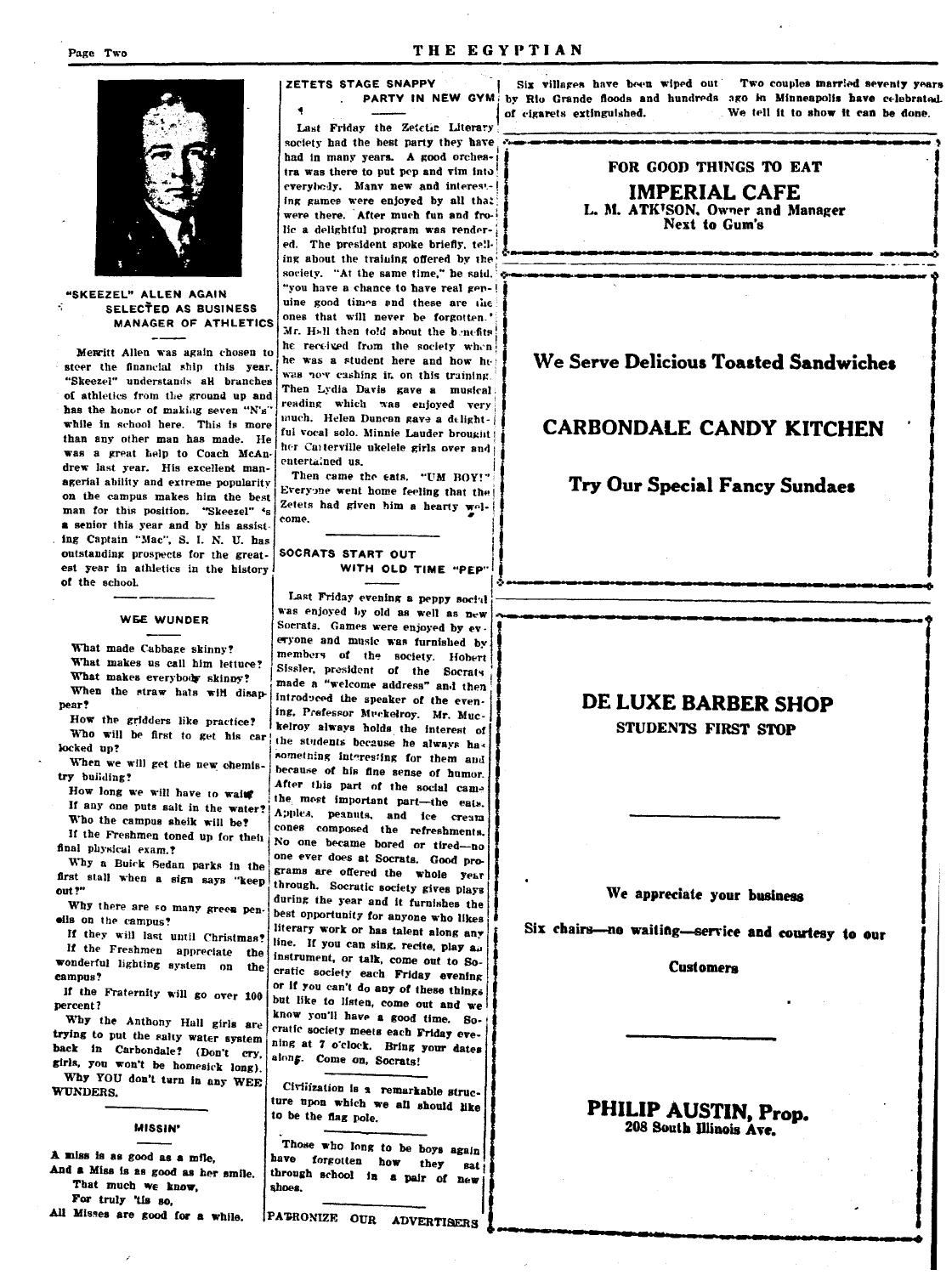## "SKEEZEL" ALLEN AGAIN SELECTED AS BUSINESS MANAGER OF ATHLETICS

Merritt Allen was again chosen to steer the financial ship this year. "Skeezel" understands all branches of athletics from the ground up and has the honor of making seven "N's" while in school here. This is more than any other man has made. He was a great help to Coach McAndrew last year. His excellent managerial ability and extreme popularity on the campus makes him the best man for this position. "Skeezel" is a senior this year and by his assisting Captain "Mac", S. I. N. U. has outstanding prospects for the greatest year in athletics in the history of the school.

---

## WEE WUNDER

What made Cabbage skinny?

What makes us call him lettuce?

What makes everybody skinny?

When the straw hats will disappear?

How the gridders like practice?

Who will be first to get his car locked up?

When we will get the new chemistry building?

How long we will have to wait?

If any one puts salt in the water?

Who the campus sheik will be?

If the Freshmen toned up for their final physical exam.?

Why a Buick Sedan parks in the first stall when a sign says "keep out?"

Why there are so many green pencils on the campus?

If they will last until Christmas?

If the Freshmen appreciate the wonderful lighting system on the campus?

If the Fraternity will go over 100 percent?

Why the Anthony Hall girls are trying to put the salty water system back in Carbondale? (Don't cry, girls, you won't be homesick long).

Why YOU don't turn in any WEE WUNDERS.

---

## MISSIN'

A miss is as good as a mile,
And a Miss is as good as her smile.
That much we know,
For truly 'tis so,
All Misses are good for a while.

---

## ZETETS STAGE SNAPPY PARTY IN NEW GYM

Last Friday the Zetetic Literary society had the best party they have had in many years. A good orchestra was there to put pep and vim into everybody. Many new and interesting games were enjoyed by all that were there. After much fun and frolic a delightful program was rendered. The president spoke briefly, telling about the training offered by the society. "At the same time," he said, "you have a chance to have real genuine good times and these are the ones that will never be forgotten." Mr. Hall then told about the benefits he received from the society when he was a student here and how he was now cashing in on this training. Then Lydia Davis gave a musical reading which was enjoyed very much. Helen Duncan gave a delightful vocal solo. Minnie Lauder brought her Carterville ukelele girls over and entertained us.

Then came the eats. "UM BOY!" Everyone went home feeling that the Zetets had given him a hearty welcome.

---

## SOCRATS START OUT WITH OLD TIME "PEP"

Last Friday evening a peppy social was enjoyed by old as well as new Socrats. Games were enjoyed by everyone and music was furnished by members of the society. Hobert Sissler, president of the Socrats made a "welcome address" and then introduced the speaker of the evening, Professor Muckelroy. Mr. Muckelroy always holds the interest of the students because he always has something interesting for them and because of his fine sense of humor. After this part of the social came the most important part—the eats. Apples, peanuts, and ice cream cones composed the refreshments. No one became bored or tired—no one ever does at Socrats. Good programs are offered the whole year through. Socratic society gives plays during the year and it furnishes the best opportunity for anyone who likes literary work or has talent along any line. If you can sing, recite, play an instrument, or talk, come out to Socratic society each Friday evening or if you can't do any of these things but like to listen, come out and we know you'll have a good time. Socratic society meets each Friday evening at 7 o'clock. Bring your dates along. Come on, Socrats!

---

Civilization is a remarkable structure upon which we all should like to be the flag pole.

---

Those who long to be boys again have forgotten how they sat through school in a pair of new shoes.

---

PATRONIZE OUR ADVERTISERS

---

Six villages have been wiped out by Rio Grande floods and hundreds of cigarets extinguished.

Two couples married seventy years ago in Minneapolis have celebrated. We tell it to show it can be done.

---

FOR GOOD THINGS TO EAT

**IMPERIAL CAFE**

L. M. ATKISON, Owner and Manager

Next to Gum's

---

**We Serve Delicious Toasted Sandwiches**

**CARBONDALE CANDY KITCHEN**

**Try Our Special Fancy Sundaes**

---

**DE LUXE BARBER SHOP**

**STUDENTS FIRST STOP**

We appreciate your business

Six chairs—no waiting—service and courtesy to our Customers

**PHILIP AUSTIN, Prop.**

208 South Illinois Ave.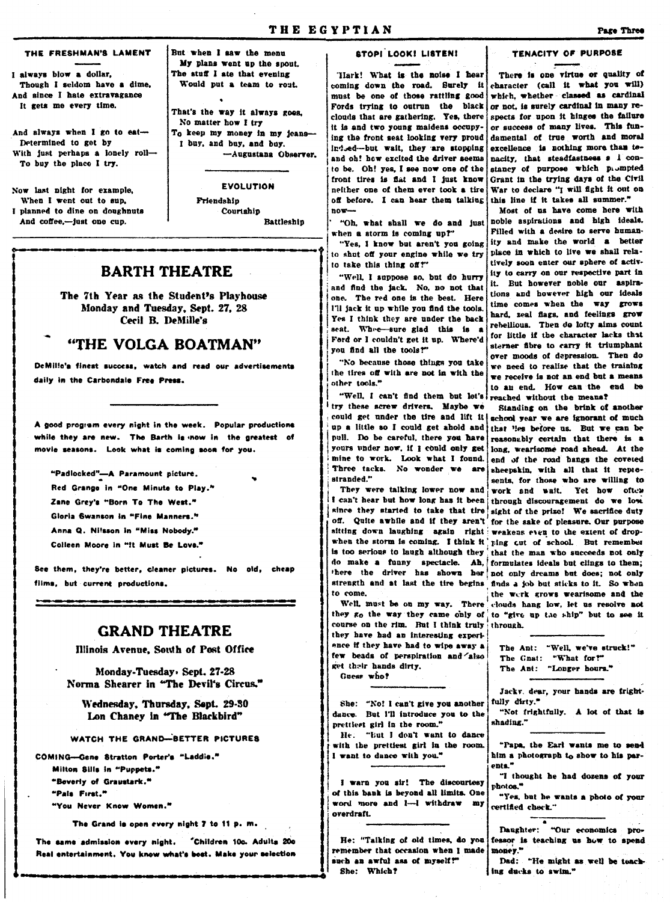### THE FRESHMAN'S LAMENT

I always blow a dollar,
Though I seldom have a dime,
And since I hate extravagance
It gets me every time.

And always when I go to eat—
Determined to get by
With just perhaps a lonely roll—
To buy the place I try.

Now last night for example,
When I went out to sup,
I planned to dine on doughnuts
And coffee,—just one cup.

But when I saw the menu
My plans went up the spout.
The stuff I ate that evening
Would put a team to rout.

That's the way it always goes,
No matter how I try
To keep my money in my jeans—
I buy, and buy, and buy.

—Augustana Observer.

### EVOLUTION

Friendship
Courtship
Battleship

---

## BARTH THEATRE

**The 7th Year as the Student's Playhouse**
**Monday and Tuesday, Sept. 27, 28**
**Cecil B. DeMille's**

## "THE VOLGA BOATMAN"

**DeMille's finest success, watch and read our advertisements daily in the Carbondale Free Press.**

**A good program every night in the week. Popular productions while they are new. The Barth is now in the greatest of movie seasons. Look what is coming soon for you.**

- "Padlocked"—A Paramount picture.
- Red Grange in "One Minute to Play."
- Zane Grey's "Born To The West."
- Gloria Swanson in "Fine Manners."
- Anna Q. Nilsson in "Miss Nobody."
- Colleen Moore in "It Must Be Love."

**See them, they're better, cleaner pictures. No old, cheap films, but current productions.**

---

## GRAND THEATRE

**Illinois Avenue, South of Post Office**

**Monday-Tuesday, Sept. 27-28**
**Norma Shearer in "The Devil's Circus."**

**Wednesday, Thursday, Sept. 29-30**
**Lon Chaney in "The Blackbird"**

**WATCH THE GRAND—BETTER PICTURES**

COMING—Gene Stratton Porter's "Laddie."
- Milton Sills in "Puppets."
- "Beverly of Graustark."
- "Pals First."
- "You Never Know Women."

**The Grand is open every night 7 to 11 p. m.**

**The same admission every night. Children 10c. Adults 20c Real entertainment. You know what's best. Make your selection**

---

### STOP! LOOK! LISTEN!

Hark! What is the noise I hear coming down the road. Surely it must be one of those rattling good Fords trying to outrun the black clouds that are gathering. Yes, there it is and two young maidens occupying the front seat looking very proud indeed—but wait, they are stopping and oh! how excited the driver seems to be. Oh! yes, I see now one of the front tires is flat and I just know neither one of them ever took a tire off before. I can hear them talking now—

"Oh, what shall we do and just when a storm is coming up?"

"Yes, I know but aren't you going to shut off your engine while we try to take this thing off?"

"Well, I suppose so, but do hurry and find the jack. No, no not that one. The red one is the best. Here I'll jack it up while you find the tools. Yes I think they are under the back seat. Whee—sure glad this is a Ford or I couldn't get it up. Where'd you find all the tools?"

"No because those things you take the tires off with are not in with the other tools."

"Well, I can't find them but let's try these screw drivers. Maybe we could get under the tire and lift it up a little so I could get ahold and pull. Do be careful, there you have yours under now, if I could only get mine to work. Look what I found. Three tacks. No wonder we are stranded."

They were talking lower now and I can't hear but how long has it been since they started to take that tire off. Quite awhile and if they aren't sitting down laughing again right when the storm is coming. I think it is too serious to laugh although they do make a funny spectacle. Ah, there the driver has shown her strength and at last the tire begins to come.

Well, must be on my way. There they go the way they came only of course on the rim. But I think truly they have had an interesting experience if they have had to wipe away a few beads of perspiration and also get their hands dirty.

Guess who?

---

She: "No! I can't give you another dance. But I'll introduce you to the prettiest girl in the room."

He: "But I don't want to dance with the prettiest girl in the room. I want to dance with you."

---

I warn you sir! The discourtesy of this bank is beyond all limits. One word more and I—I withdraw my overdraft.

---

He: "Talking of old times, do you remember that occasion when I made such an awful ass of myself?"

She: Which?

---

### TENACITY OF PURPOSE

There is one virtue or quality of character (call it what you will) which, whether classed as cardinal or not, is surely cardinal in many respects for upon it hinges the failure or success of many lives. This fundamental of true worth and moral excellence is nothing more than tenacity, that steadfastness and constancy of purpose which prompted Grant in the trying days of the Civil War to declare "I will fight it out on this line if it takes all summer."

Most of us have come here with noble aspirations and high ideals. Filled with a desire to serve humanity and make the world a better place in which to live we shall relatively soon enter our sphere of activity to carry on our respective part in it. But however noble our aspirations and however high our ideals time comes when the way grows hard, zeal flags, and feelings grow rebellious. Then do lofty aims count for little if the character lacks that sterner fibre to carry it triumphant over moods of depression. Then do we need to realize that the training we receive is not an end but a means to an end. How can the end be reached without the means?

Standing on the brink of another school year we are ignorant of much that lies before us. But we can be reasonably certain that there is a long, wearisome road ahead. At the end of the road hangs the coveted sheepskin, with all that it represents, for those who are willing to work and wait. Yet how often through discouragement do we lose sight of the prize! We sacrifice duty for the sake of pleasure. Our purpose weakens even to the extent of dropping out of school. But remember that the man who succeeds not only formulates ideals but clings to them; not only dreams but does; not only finds a job but sticks to it. So when the work grows wearisome and the clouds hang low, let us resolve not to "give up the ship" but to see it through.

---

The Ant: "Well, we've struck!"
The Gnat: "What for?"
The Ant: "Longer hours."

---

Jacky, dear, your hands are frightfully dirty."

"Not frightfully. A lot of that is shading."

---

"Papa, the Earl wants me to send him a photograph to show to his parents."

"I thought he had dozens of your photos."

"Yes, but he wants a photo of your certified check."

---

Daughter: "Our economics professor is teaching us how to spend money."

Dad: "He might as well be teaching ducks to swim."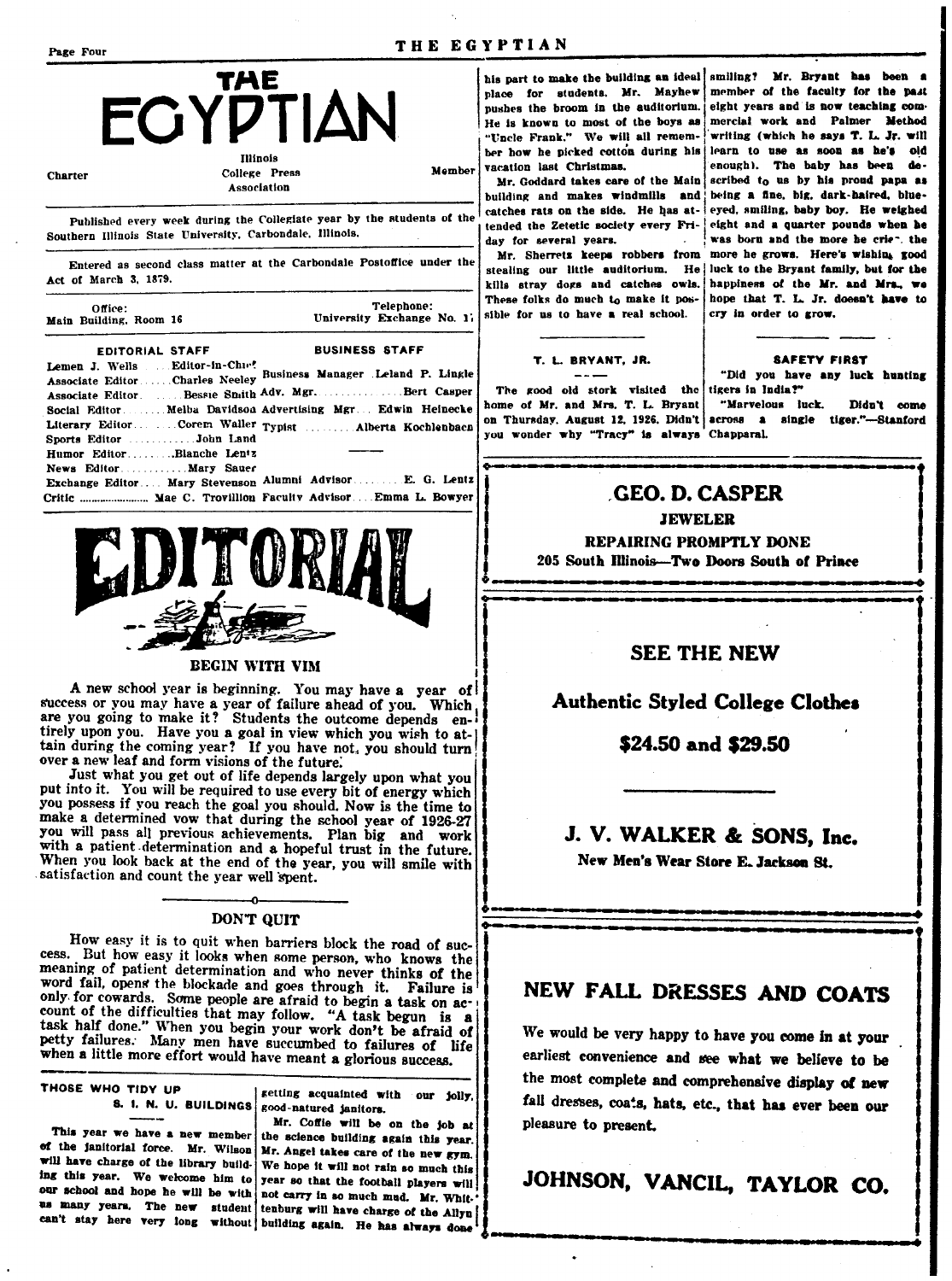# THE EGYPTIAN

Charter — Illinois College Press Association — Member

Published every week during the Collegiate year by the students of the Southern Illinois State University, Carbondale, Illinois.

Entered as second class matter at the Carbondale Postoffice under the Act of March 3, 1879.

Office: Main Building, Room 16 — Telephone: University Exchange No. 17

| EDITORIAL STAFF | | BUSINESS STAFF | |
|---|---|---|---|
| Lemen J. Wells | Editor-in-Chief | Business Manager | Leland P. Lingle |
| Associate Editor | Charles Neeley | Adv. Mgr. | Bert Casper |
| Associate Editor | Bessie Smith | Advertising Mgr. | Edwin Heinecke |
| Social Editor | Melba Davidson | Typist | Alberta Kochlenbach |
| Literary Editor | Corem Waller | | |
| Sports Editor | John Land | | |
| Humor Editor | Blanche Lentz | | |
| News Editor | Mary Sauer | | |
| Exchange Editor | Mary Stevenson | Alumni Advisor | E. G. Lentz |
| Critic | Mae C. Trovillion | Faculty Advisor | Emma L. Bowyer |

## EDITORIAL

### BEGIN WITH VIM

A new school year is beginning. You may have a year of success or you may have a year of failure ahead of you. Which are you going to make it? Students the outcome depends entirely upon you. Have you a goal in view which you wish to attain during the coming year? If you have not, you should turn over a new leaf and form visions of the future.

Just what you get out of life depends largely upon what you put into it. You will be required to use every bit of energy which you possess if you reach the goal you should. Now is the time to make a determined vow that during the school year of 1926-27 you will pass all previous achievements. Plan big and work with a patient determination and a hopeful trust in the future. When you look back at the end of the year, you will smile with satisfaction and count the year well spent.

### DON'T QUIT

How easy it is to quit when barriers block the road of success. But how easy it looks when some person, who knows the meaning of patient determination and who never thinks of the word fail, opens the blockade and goes through it. Failure is only for cowards. Some people are afraid to begin a task on account of the difficulties that may follow. "A task begun is a task half done." When you begin your work don't be afraid of petty failures. Many men have succumbed to failures of life when a little more effort would have meant a glorious success.

### THOSE WHO TIDY UP S. I. N. U. BUILDINGS

This year we have a new member of the janitorial force. Mr. Wilson will have charge of the library building this year. We welcome him to our school and hope he will be with us many years. The new student can't stay here very long without getting acquainted with our jolly, good-natured janitors.

Mr. Coffie will be on the job at the science building again this year. Mr. Angel takes care of the new gym. We hope it will not rain so much this year so that the football players will not carry in so much mud. Mr. Whittenburg will have charge of the Allyn building again. He has always done his part to make the building an ideal place for students. Mr. Mayhew pushes the broom in the auditorium. He is known to most of the boys as "Uncle Frank." We will all remember how he picked cotton during his vacation last Christmas.

Mr. Goddard takes care of the Main building and makes windmills and catches rats on the side. He has attended the Zetetic society every Friday for several years.

Mr. Sherretz keeps robbers from stealing our little auditorium. He kills stray dogs and catches owls. These folks do much to make it possible for us to have a real school.

### T. L. BRYANT, JR.

The good old stork visited the home of Mr. and Mrs. T. L. Bryant on Thursday, August 12, 1926. Didn't you wonder why "Tracy" is always smiling? Mr. Bryant has been a member of the faculty for the past eight years and is now teaching commercial work and Palmer Method writing (which he says T. L. Jr. will learn to use as soon as he's old enough). The baby has been described to us by his proud papa as being a fine, big, dark-haired, blue-eyed, smiling, baby boy. He weighed eight and a quarter pounds when he was born and the more he cries the more he grows. Here's wishing good luck to the Bryant family, but for the happiness of the Mr. and Mrs., we hope that T. L. Jr. doesn't have to cry in order to grow.

### SAFETY FIRST

"Did you have any luck hunting tigers in India?"

"Marvelous luck. Didn't come across a single tiger."—Stanford Chapparal.

---

**GEO. D. CASPER**
**JEWELER**
**REPAIRING PROMPTLY DONE**
**205 South Illinois—Two Doors South of Prince**

---

**SEE THE NEW**

**Authentic Styled College Clothes**

**$24.50 and $29.50**

**J. V. WALKER & SONS, Inc.**
**New Men's Wear Store E. Jackson St.**

---

**NEW FALL DRESSES AND COATS**

We would be very happy to have you come in at your earliest convenience and see what we believe to be the most complete and comprehensive display of new fall dresses, coats, hats, etc., that has ever been our pleasure to present.

**JOHNSON, VANCIL, TAYLOR CO.**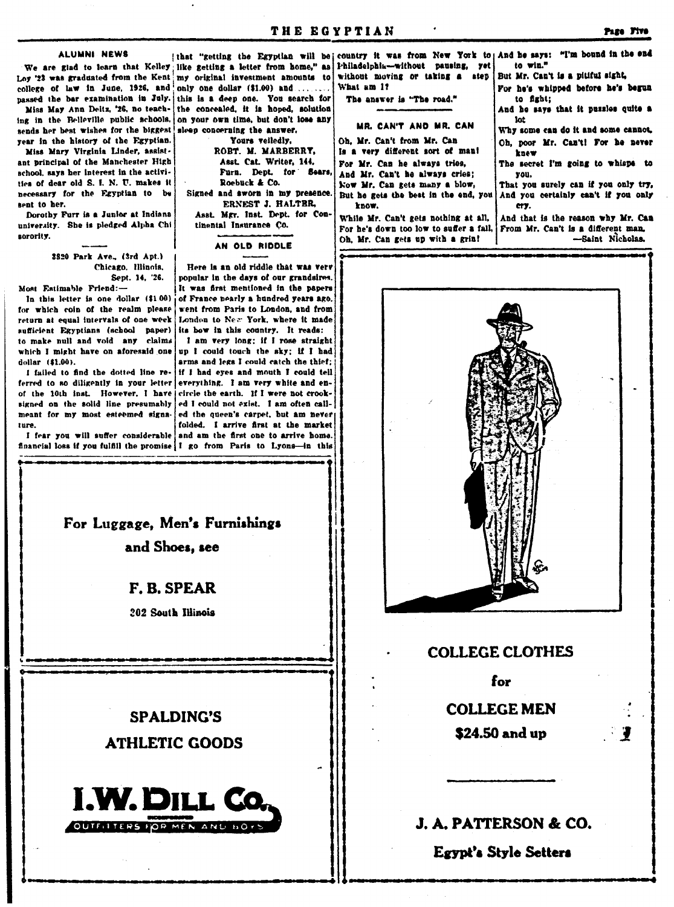## ALUMNI NEWS

We are glad to learn that Kelley Loy '23 was graduated from the Kent college of law in June, 1926, and passed the bar examination in July.

Miss May Ann Deitz, '26, no teaching in the Belleville public schools, sends her best wishes for the biggest year in the history of the Egyptian.

Miss Mary Virginia Linder, assistant principal of the Manchester High school, says her interest in the activities of dear old S. I. N. U. makes it necessary for the Egyptian to be sent to her.

Dorothy Furr is a Junior at Indiana university. She is pledged Alpha Chi sorority.

---

3820 Park Ave., (3rd Apt.)
Chicago, Illinois.
Sept. 14, '26.

Most Estimable Friend:—

In this letter is one dollar ($1.00) for which coin of the realm please return at equal intervals of one week sufficient Egyptians (school paper) to make null and void any claims which I might have on aforesaid one dollar ($1.00).

I failed to find the dotted line referred to so diligently in your letter of the 10th inst. However, I have signed on the solid line presumably meant for my most esteemed signature.

I fear you will suffer considerable financial loss if you fulfill the promise that "getting the Egyptian will be like getting a letter from home," as my original investment amounts to only one dollar ($1.00) and ........ this is a deep one. You search for the concealed, it is hoped, solution on your own time, but don't lose any sleep concerning the answer.

Yours veiledly,
ROBT. M. MARBERRY,
Asst. Cat. Writer, 144,
Furn. Dept. for Sears, Roebuck & Co.

Signed and sworn in my presence.
ERNEST J. HALTER,
Asst. Mgr. Inst. Dept. for Continental Insurance Co.

## AN OLD RIDDLE

Here is an old riddle that was very popular in the days of our grandsires. It was first mentioned in the papers of France nearly a hundred years ago, went from Paris to London, and from London to New York, where it made its bow in this country. It reads:

I am very long; if I rose straight up I could touch the sky; if I had arms and legs I could catch the thief; if I had eyes and mouth I could tell everything. I am very white and encircle the earth. If I were not crooked I could not exist. I am often called the queen's carpet, but am never folded. I arrive first at the market and am the first one to arrive home. I go from Paris to Lyons—in this country it was from New York to Philadelphia—without pausing, yet without moving or taking a step. What am I?

The answer is "The road."

## MR. CAN'T AND MR. CAN

Oh, Mr. Can't from Mr. Can
Is a very different sort of man!
For Mr. Can he always tries,
And Mr. Can't he always cries;
Now Mr. Can gets many a blow,
But he gets the best in the end, you know.

While Mr. Can't gets nothing at all,
For he's down too low to suffer a fall,
Oh, Mr. Can gets up with a grin!
And he says: "I'm bound in the end to win."
But Mr. Can't is a pitiful sight,
For he's whipped before he's begun to fight;
And he says that it puzzles quite a lot
Why some can do it and some cannot.
Oh, poor Mr. Can't! For he never knew
The secret I'm going to whisper to you,
That you surely can if you only try,
And you certainly can't if you only cry.
And that is the reason why Mr. Can
From Mr. Can't is a different man.

—Saint Nicholas.

---

**For Luggage, Men's Furnishings and Shoes, see**

**F. B. SPEAR**

202 South Illinois

---

**SPALDING'S ATHLETIC GOODS**

**I. W. DILL CO.**

INCORPORATED

OUTFITTERS FOR MEN AND BOYS

---

**COLLEGE CLOTHES**

**for**

**COLLEGE MEN**

**$24.50 and up**

**J. A. PATTERSON & CO.**

**Egypt's Style Setters**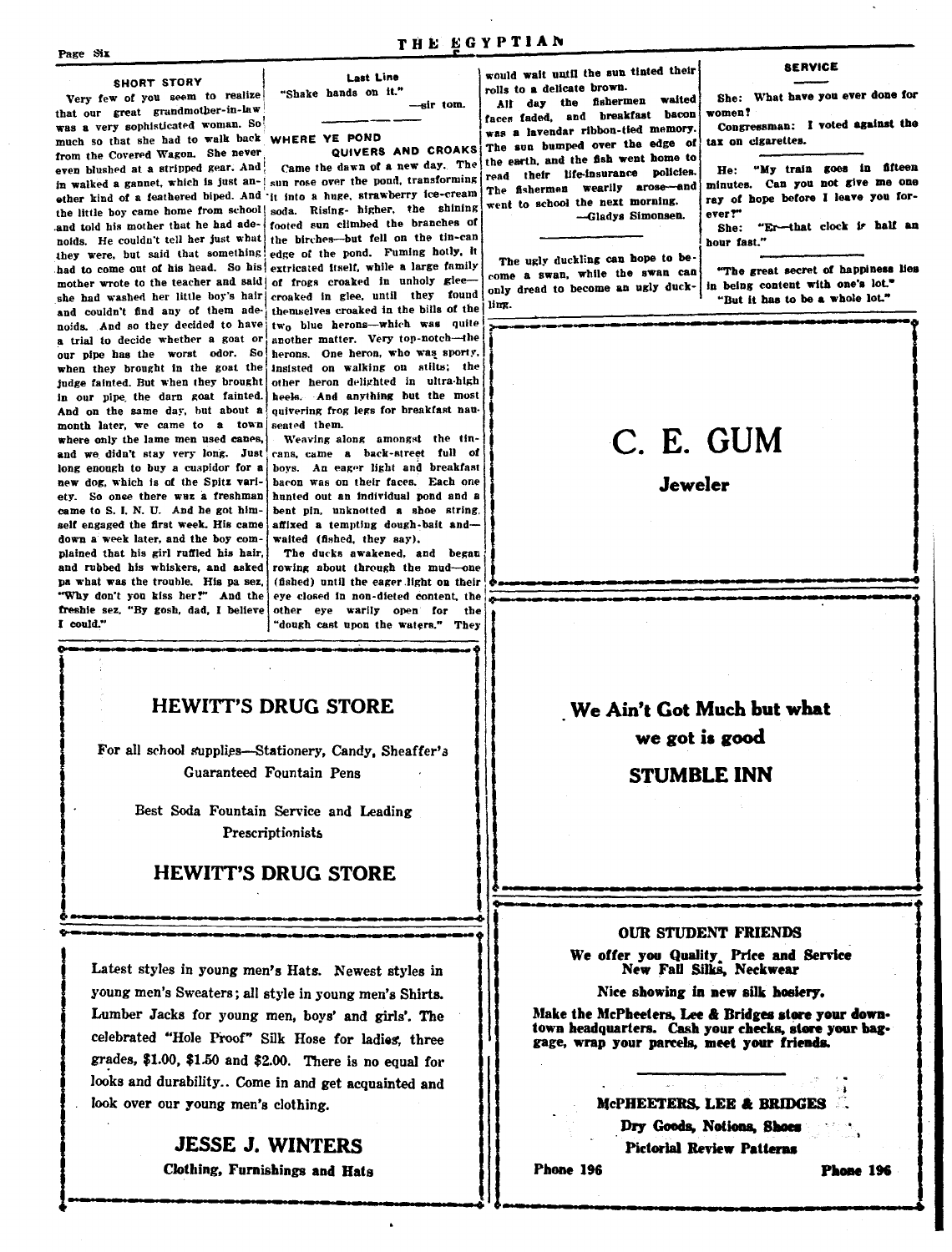## SHORT STORY

Very few of you seem to realize that our great grandmother-in-law was a very sophisticated woman. So much so that she had to walk back from the Covered Wagon. She never even blushed at a stripped gear. And in walked a gannet, which is just another kind of a feathered biped. And the little boy came home from school and told his mother that he had adenoids. He couldn't tell her just what they were, but said that something had to come out of his head. So his mother wrote to the teacher and said she had washed her little boy's hair and couldn't find any of them adenoids. And so they decided to have a trial to decide whether a goat or our pipe has the worst odor. So when they brought in the goat the judge fainted. But when they brought in our pipe the darn goat fainted. And on the same day, but about a month later, we came to a town where only the lame men used canes, and we didn't stay very long. Just long enough to buy a cuspidor for a new dog, which is of the Spitz variety. So once there was a freshman came to S. I. N. U. And he got himself engaged the first week. His came down a week later, and the boy complained that his girl ruffled his hair, and rubbed his whiskers, and asked pa what was the trouble. His pa sez, "Why don't you kiss her?" And the freshie sez, "By gosh, dad, I believe I could."

## Last Line

"Shake hands on it."

—sir tom.

## WHERE YE POND QUIVERS AND CROAKS

Came the dawn of a new day. The sun rose over the pond, transforming it into a huge, strawberry ice-cream soda. Rising higher, the shining footed sun climbed the branches of the birches—but fell on the tin-can edge of the pond. Fuming hotly, it extricated itself, while a large family of frogs croaked in unholy glee—croaked in glee, until they found themselves croaked in the bills of the two blue herons—which was quite another matter. Very top-notch—the herons. One heron, who was sporty, insisted on walking on stilts; the other heron delighted in ultra-high heels. And anything but the most quivering frog legs for breakfast nauseated them.

Weaving along amongst the tin-cans, came a back-street full of boys. An eager light and breakfast bacon was on their faces. Each one hunted out an individual pond and a bent pin, unknotted a shoe string, affixed a tempting dough-bait and—waited (fished, they say).

The ducks awakened, and began rowing about through the mud—one (fished) until the eager light on their eye closed in non-dieted content, the other eye warily open for the "dough cast upon the waters." They would wait until the sun tinted their rolls to a delicate brown.

All day the fishermen waited faces faded, and breakfast bacon was a lavendar ribbon-tied memory. The sun bumped over the edge of the earth, and the fish went home to read their life-insurance policies. The fishermen wearily arose—and went to school the next morning.

—Gladys Simonsen.

---

The ugly duckling can hope to become a swan, while the swan can only dread to become an ugly duckling.

## SERVICE

She: What have you ever done for women?

Congressman: I voted against the tax on cigarettes.

---

He: "My train goes in fifteen minutes. Can you not give me one ray of hope before I leave you forever?"

She: "Er—that clock is half an hour fast."

---

"The great secret of happiness lies in being content with one's lot."

"But it has to be a whole lot."

---

# C. E. GUM
**Jeweler**

---

**We Ain't Got Much but what we got is good**

**STUMBLE INN**

---

## HEWITT'S DRUG STORE

For all school supplies—Stationery, Candy, Sheaffer's Guaranteed Fountain Pens

Best Soda Fountain Service and Leading Prescriptionists

## HEWITT'S DRUG STORE

---

Latest styles in young men's Hats. Newest styles in young men's Sweaters; all style in young men's Shirts. Lumber Jacks for young men, boys' and girls'. The celebrated "Hole Proof" Silk Hose for ladies, three grades, $1.00, $1.50 and $2.00. There is no equal for looks and durability.. Come in and get acquainted and look over our young men's clothing.

## JESSE J. WINTERS
**Clothing, Furnishings and Hats**

---

**OUR STUDENT FRIENDS**

**We offer you Quality, Price and Service**
**New Fall Silks, Neckwear**

**Nice showing in new silk hosiery.**

**Make the McPheeters, Lee & Bridges store your downtown headquarters. Cash your checks, store your baggage, wrap your parcels, meet your friends.**

**McPHEETERS, LEE & BRIDGES**
**Dry Goods, Notions, Shoes**
**Pictorial Review Patterns**

**Phone 196** **Phone 196**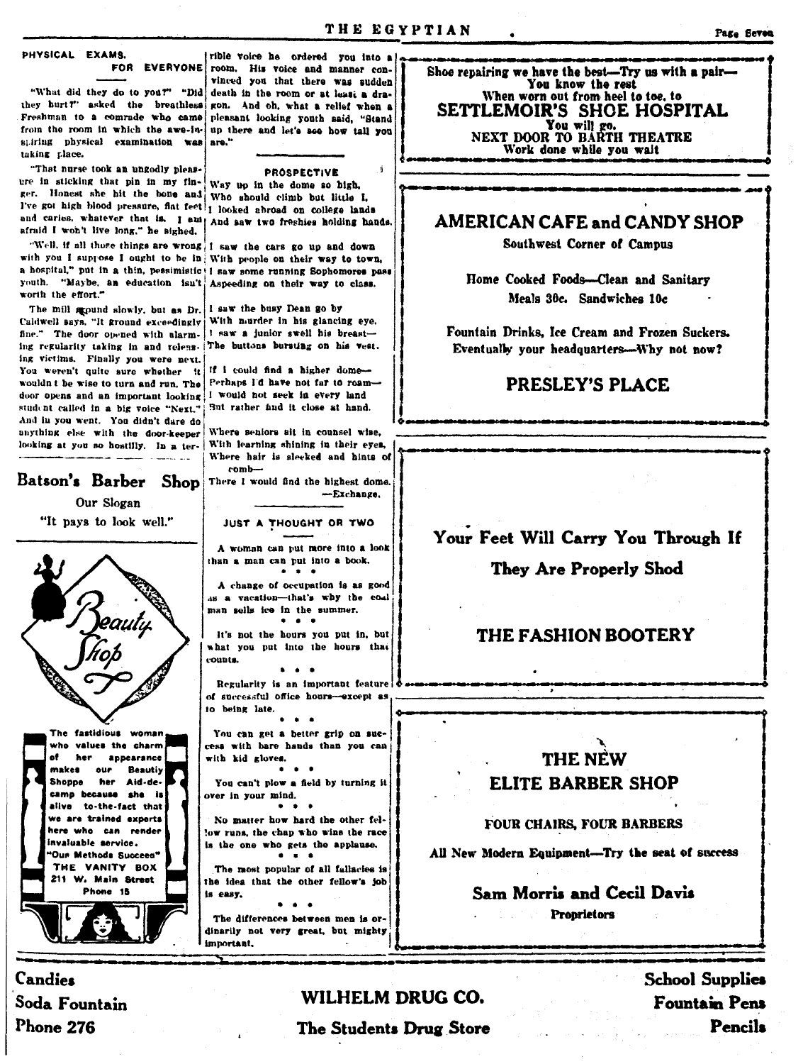## PHYSICAL EXAMS FOR EVERYONE

"What did they do to you?" "Did they hurt?" asked the breathless Freshman to a comrade who came from the room in which the awe-inspiring physical examination was taking place.

"That nurse took an ungodly pleasure in sticking that pin in my finger. Honest she hit the bone and I've got high blood pressure, flat feet and caries, whatever that is. I am afraid I won't live long," he sighed.

"Well, if all those things are wrong with you I suppose I ought to be in a hospital," put in a thin, pessimistic youth. "Maybe, an education isn't worth the effort."

The mill ground slowly, but as Dr. Caldwell says, "It ground exceedingly fine." The door opened with alarming regularity taking in and releasing victims. Finally you were next. You weren't quite sure whether it wouldn't be wise to turn and run. The door opens and an important looking student called in a big voice "Next." And in you went. You didn't dare do anything else with the door-keeper looking at you so hostilly. In a terrible voice he ordered you into a room. His voice and manner convinced you that there was sudden death in the room or at least a dragon. And oh, what a relief when a pleasant looking youth said, "Stand up there and let's see how tall you are."

**Batson's Barber Shop**

Our Slogan

"It pays to look well."

**Beauty Shop**

The fastidious woman who values the charm of her appearance makes our Beautiy Shoppe her Aid-de-camp because she is alive to-the-fact that we are trained experts here who can render invaluable service.

"Our Methods Succeed"

THE VANITY BOX
211 W. Main Street
Phone 15

## PROSPECTIVE

Way up in the dome so high,
Who should climb but little I,
I looked abroad on college lands
And saw two freshies holding hands.

I saw the cars go up and down
With people on their way to town,
I saw some running Sophomores pass
Aspeeding on their way to class.

I saw the busy Dean go by
With murder in his glancing eye,
I saw a junior swell his breast—
The buttons bursting on his vest.

If I could find a higher dome—
Perhaps I'd have not far to roam—
I would not seek in every land
But rather find it close at hand.

Where seniors sit in counsel wise,
With learning shining in their eyes,
Where hair is sleeked and hints of comb—
There I would find the highest dome.

—Exchange.

## JUST A THOUGHT OR TWO

A woman can put more into a look than a man can put into a book.

\* \* \*

A change of occupation is as good as a vacation—that's why the coal man sells ice in the summer.

\* \* \*

It's not the hours you put in, but what you put into the hours that counts.

\* \* \*

Regularity is an important feature of successful office hours—except as to being late.

\* \* \*

You can get a better grip on success with bare hands than you can with kid gloves.

\* \* \*

You can't plow a field by turning it over in your mind.

\* \* \*

No matter how hard the other fellow runs, the chap who wins the race is the one who gets the applause.

\* \* \*

The most popular of all fallacies is the idea that the other fellow's job is easy.

\* \* \*

The differences between men is ordinarily not very great, but mighty important.

---

Shoe repairing we have the best—Try us with a pair—
You know the rest
When worn out from heel to toe, to
**SETTLEMOIR'S SHOE HOSPITAL**
You will go.
NEXT DOOR TO BARTH THEATRE
Work done while you wait

---

**AMERICAN CAFE and CANDY SHOP**

Southwest Corner of Campus

Home Cooked Foods—Clean and Sanitary

Meals 30c. Sandwiches 10c

Fountain Drinks, Ice Cream and Frozen Suckers.
Eventually your headquarters—Why not now?

**PRESLEY'S PLACE**

---

**Your Feet Will Carry You Through If They Are Properly Shod**

**THE FASHION BOOTERY**

---

**THE NEW ELITE BARBER SHOP**

FOUR CHAIRS, FOUR BARBERS

All New Modern Equipment—Try the seat of success

**Sam Morris and Cecil Davis**
Proprietors

---

**Candies** | **Soda Fountain** | **Phone 276**

**WILHELM DRUG CO.**
**The Students Drug Store**

**School Supplies** | **Fountain Pens** | **Pencils**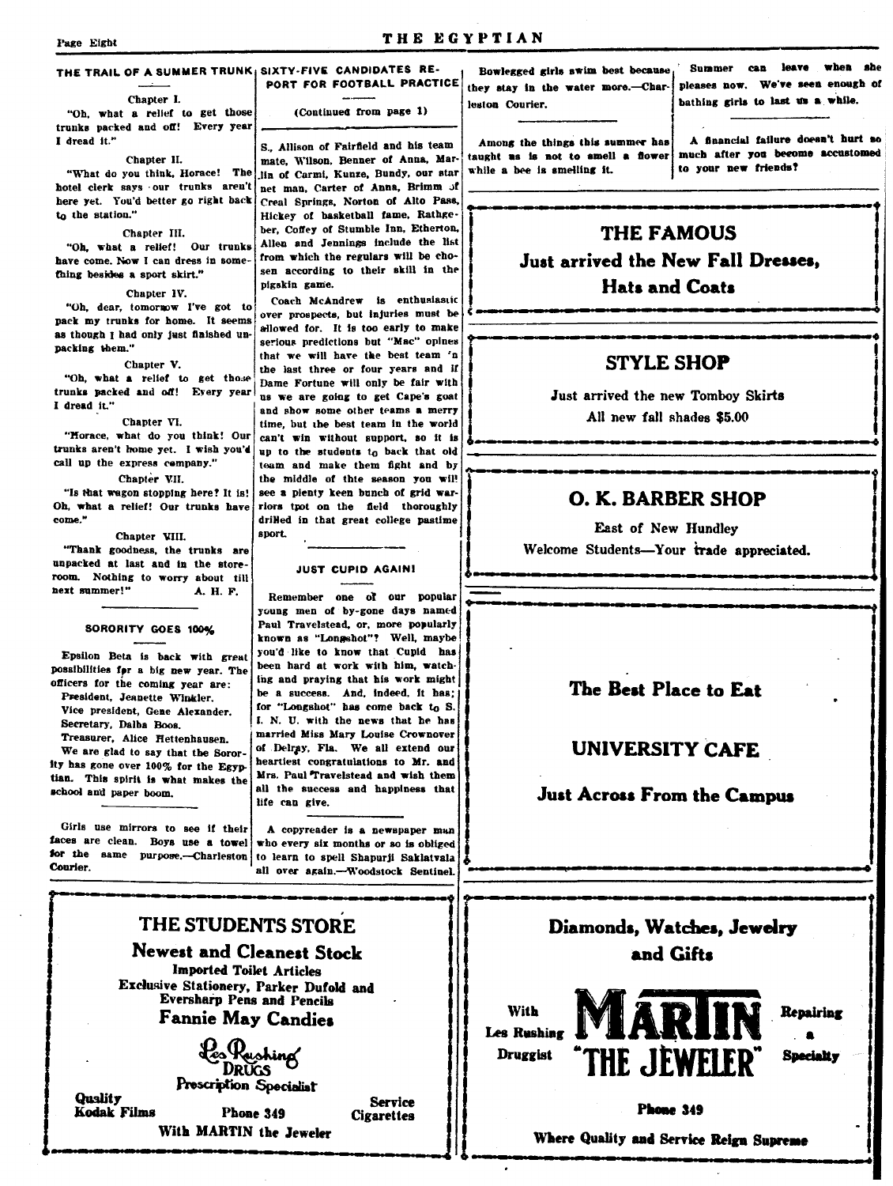## THE TRAIL OF A SUMMER TRUNK

Chapter I.

"Oh, what a relief to get those trunks packed and off! Every year I dread it."

Chapter II.

"What do you think, Horace! The hotel clerk says our trunks aren't here yet. You'd better go right back to the station."

Chapter III.

"Oh, what a relief! Our trunks have come. Now I can dress in something besides a sport skirt."

Chapter IV.

"Oh, dear, tomorrow I've got to pack my trunks for home. It seems as though I had only just finished unpacking them."

Chapter V.

"Oh, what a relief to get those trunks packed and off! Every year I dread it."

Chapter VI.

"Horace, what do you think! Our trunks aren't home yet. I wish you'd call up the express company."

Chapter VII.

"Is that wagon stopping here? It is! Oh, what a relief! Our trunks have come."

Chapter VIII.

"Thank goodness, the trunks are unpacked at last and in the storeroom. Nothing to worry about till next summer!" A. H. F.

## SORORITY GOES 100%

Epsilon Beta is back with great possibilities for a big new year. The officers for the coming year are:

President, Jeanette Winkler.
Vice president, Gene Alexander.
Secretary, Dalba Boos.
Treasurer, Alice Hettenhausen.

We are glad to say that the Sorority has gone over 100% for the Egyptian. This spirit is what makes the school and paper boom.

Girls use mirrors to see if their faces are clean. Boys use a towel for the same purpose.—Charleston Courier.

## SIXTY-FIVE CANDIDATES REPORT FOR FOOTBALL PRACTICE

(Continued from page 1)

S., Allison of Fairfield and his team mate, Wilson, Benner of Anna, Martin of Carmi, Kunze, Bundy, our star net man, Carter of Anna, Brimm of Creal Springs, Norton of Alto Pass, Hickey of basketball fame, Rathgeber, Coffey of Stumble Inn, Etherton, Allen and Jennings include the list from which the regulars will be chosen according to their skill in the pigskin game.

Coach McAndrew is enthusiastic over prospects, but injuries must be allowed for. It is too early to make serious predictions but "Mac" opines that we will have the best team in the last three or four years and if Dame Fortune will only be fair with us we are going to get Cape's goat and show some other teams a merry time, but the best team in the world can't win without support, so it is up to the students to back that old team and make them fight and by the middle of thte season you will see a plenty keen bunch of grid warriors tpot on the field thoroughly drilled in that great college pastime sport.

## JUST CUPID AGAIN!

Remember one of our popular young men of by-gone days named Paul Travelstead, or, more popularly known as "Longshot"? Well, maybe you'd like to know that Cupid has been hard at work with him, watching and praying that his work might be a success. And, indeed, it has; for "Longshot" has come back to S. I. N. U. with the news that he has married Miss Mary Louise Crownover of Delray, Fla. We all extend our heartiest congratulations to Mr. and Mrs. Paul Travelstead and wish them all the success and happiness that life can give.

A copyreader is a newspaper man who every six months or so is obliged to learn to spell Shapurji Saklatvala all over again.—Woodstock Sentinel.

Bowlegged girls swim best because they stay in the water more.—Charleston Courier.

Among the things this summer has taught us is not to smell a flower while a bee is smelling it.

Summer can leave when she pleases now. We've seen enough of bathing girls to last us a while.

A financial failure doesn't hurt so much after you become accustomed to your new friends?

**THE FAMOUS**
**Just arrived the New Fall Dresses, Hats and Coats**

**STYLE SHOP**
Just arrived the new Tomboy Skirts
All new fall shades $5.00

**O. K. BARBER SHOP**
East of New Hundley
Welcome Students—Your trade appreciated.

**The Best Place to Eat**
**UNIVERSITY CAFE**
**Just Across From the Campus**

**THE STUDENTS STORE**
**Newest and Cleanest Stock**
Imported Toilet Articles
Exclusive Stationery, Parker Dufold and Eversharp Pens and Pencils
**Fannie May Candies**
Les Rushing DRUGS
Prescription Specialist
Quality Kodak Films — Phone 349 — Service Cigarettes
With MARTIN the Jeweler

**Diamonds, Watches, Jewelry and Gifts**
With Les Rushing Druggist — **MARTIN "THE JEWELER"** — Repairing a Specialty
Phone 349
Where Quality and Service Reign Supreme